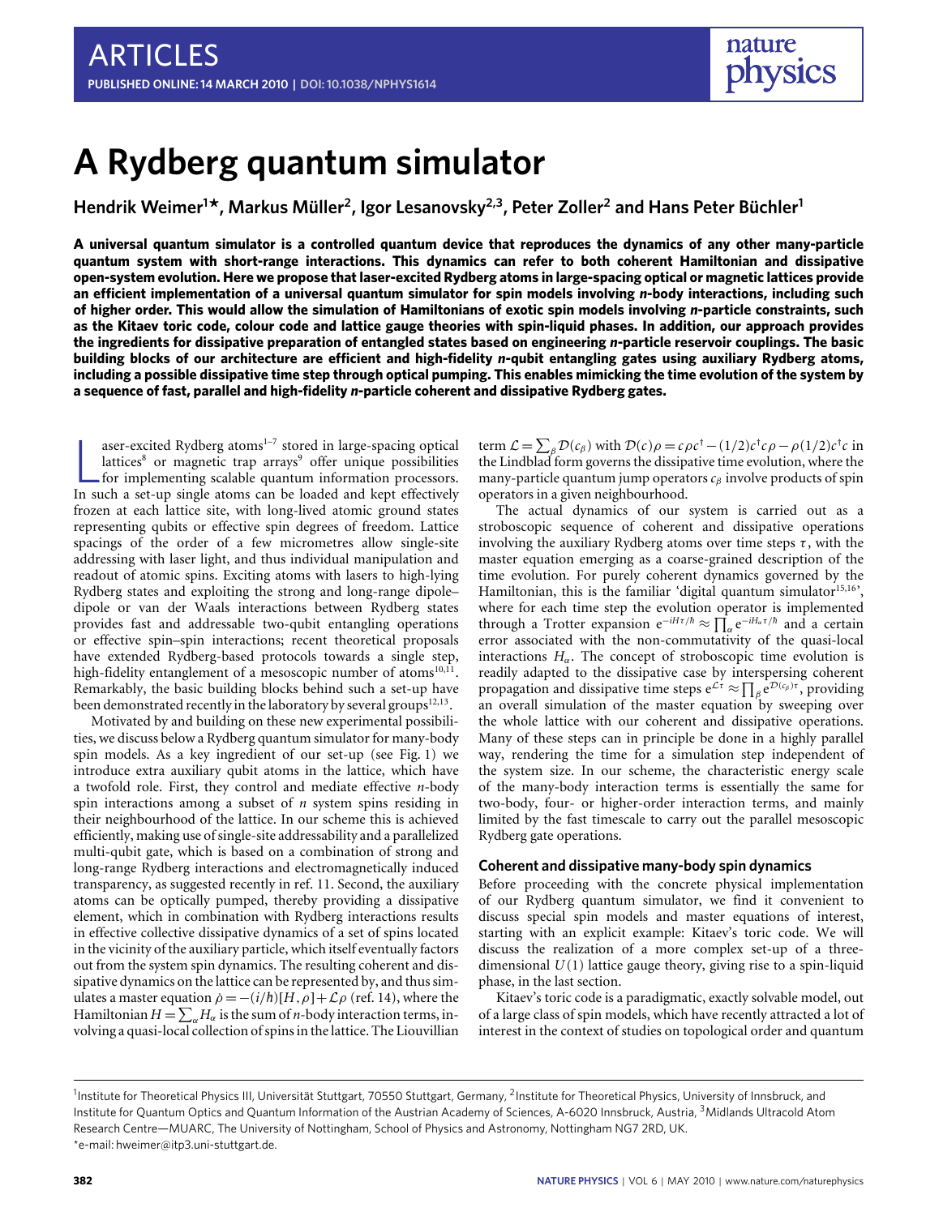# A Rydberg quantum simulator

**Hendrik Weimer[1★], Markus Müller[2], Igor Lesanovsky[2,3], Peter Zoller[2] and Hans Peter Büchler[1]**

**A universal quantum simulator is a controlled quantum device that reproduces the dynamics of any other many-particle quantum system with short-range interactions. This dynamics can refer to both coherent Hamiltonian and dissipative open-system evolution. Here we propose that laser-excited Rydberg atoms in large-spacing optical or magnetic lattices provide an efficient implementation of a universal quantum simulator for spin models involving *n*-body interactions, including such of higher order. This would allow the simulation of Hamiltonians of exotic spin models involving *n*-particle constraints, such as the Kitaev toric code, colour code and lattice gauge theories with spin-liquid phases. In addition, our approach provides the ingredients for dissipative preparation of entangled states based on engineering *n*-particle reservoir couplings. The basic building blocks of our architecture are efficient and high-fidelity *n*-qubit entangling gates using auxiliary Rydberg atoms, including a possible dissipative time step through optical pumping. This enables mimicking the time evolution of the system by a sequence of fast, parallel and high-fidelity *n*-particle coherent and dissipative Rydberg gates.**

Laser-excited Rydberg atoms[1–7] stored in large-spacing optical lattices[8] or magnetic trap arrays[9] offer unique possibilities for implementing scalable quantum information processors. In such a set-up single atoms can be loaded and kept effectively frozen at each lattice site, with long-lived atomic ground states representing qubits or effective spin degrees of freedom. Lattice spacings of the order of a few micrometres allow single-site addressing with laser light, and thus individual manipulation and readout of atomic spins. Exciting atoms with lasers to high-lying Rydberg states and exploiting the strong and long-range dipole–dipole or van der Waals interactions between Rydberg states provides fast and addressable two-qubit entangling operations or effective spin–spin interactions; recent theoretical proposals have extended Rydberg-based protocols towards a single step, high-fidelity entanglement of a mesoscopic number of atoms[10,11]. Remarkably, the basic building blocks behind such a set-up have been demonstrated recently in the laboratory by several groups[12,13].

Motivated by and building on these new experimental possibilities, we discuss below a Rydberg quantum simulator for many-body spin models. As a key ingredient of our set-up (see Fig. 1) we introduce extra auxiliary qubit atoms in the lattice, which have a twofold role. First, they control and mediate effective *n*-body spin interactions among a subset of *n* system spins residing in their neighbourhood of the lattice. In our scheme this is achieved efficiently, making use of single-site addressability and a parallelized multi-qubit gate, which is based on a combination of strong and long-range Rydberg interactions and electromagnetically induced transparency, as suggested recently in ref. 11. Second, the auxiliary atoms can be optically pumped, thereby providing a dissipative element, which in combination with Rydberg interactions results in effective collective dissipative dynamics of a set of spins located in the vicinity of the auxiliary particle, which itself eventually factors out from the system spin dynamics. The resulting coherent and dissipative dynamics on the lattice can be represented by, and thus simulates a master equation $\dot{\rho} = -(i/\hbar)[H,\rho] + \mathcal{L}\rho$ (ref. 14), where the Hamiltonian $H = \sum_\alpha H_\alpha$ is the sum of *n*-body interaction terms, involving a quasi-local collection of spins in the lattice. The Liouvillian term $\mathcal{L} = \sum_\beta \mathcal{D}(c_\beta)$ with $\mathcal{D}(c)\rho = c\rho c^\dagger - (1/2)c^\dagger c\rho - \rho(1/2)c^\dagger c$ in the Lindblad form governs the dissipative time evolution, where the many-particle quantum jump operators $c_\beta$ involve products of spin operators in a given neighbourhood.

The actual dynamics of our system is carried out as a stroboscopic sequence of coherent and dissipative operations involving the auxiliary Rydberg atoms over time steps $\tau$, with the master equation emerging as a coarse-grained description of the time evolution. For purely coherent dynamics governed by the Hamiltonian, this is the familiar 'digital quantum simulator[15,16]', where for each time step the evolution operator is implemented through a Trotter expansion $e^{-iH\tau/\hbar} \approx \prod_\alpha e^{-iH_\alpha\tau/\hbar}$ and a certain error associated with the non-commutativity of the quasi-local interactions $H_\alpha$. The concept of stroboscopic time evolution is readily adapted to the dissipative case by interspersing coherent propagation and dissipative time steps $e^{\mathcal{L}\tau} \approx \prod_\beta e^{\mathcal{D}(c_\beta)\tau}$, providing an overall simulation of the master equation by sweeping over the whole lattice with our coherent and dissipative operations. Many of these steps can in principle be done in a highly parallel way, rendering the time for a simulation step independent of the system size. In our scheme, the characteristic energy scale of the many-body interaction terms is essentially the same for two-body, four- or higher-order interaction terms, and mainly limited by the fast timescale to carry out the parallel mesoscopic Rydberg gate operations.

## Coherent and dissipative many-body spin dynamics

Before proceeding with the concrete physical implementation of our Rydberg quantum simulator, we find it convenient to discuss special spin models and master equations of interest, starting with an explicit example: Kitaev's toric code. We will discuss the realization of a more complex set-up of a three-dimensional $U(1)$ lattice gauge theory, giving rise to a spin-liquid phase, in the last section.

Kitaev's toric code is a paradigmatic, exactly solvable model, out of a large class of spin models, which have recently attracted a lot of interest in the context of studies on topological order and quantum

[1]Institute for Theoretical Physics III, Universität Stuttgart, 70550 Stuttgart, Germany, [2]Institute for Theoretical Physics, University of Innsbruck, and Institute for Quantum Optics and Quantum Information of the Austrian Academy of Sciences, A-6020 Innsbruck, Austria, [3]Midlands Ultracold Atom Research Centre—MUARC, The University of Nottingham, School of Physics and Astronomy, Nottingham NG7 2RD, UK. *e-mail: hweimer@itp3.uni-stuttgart.de.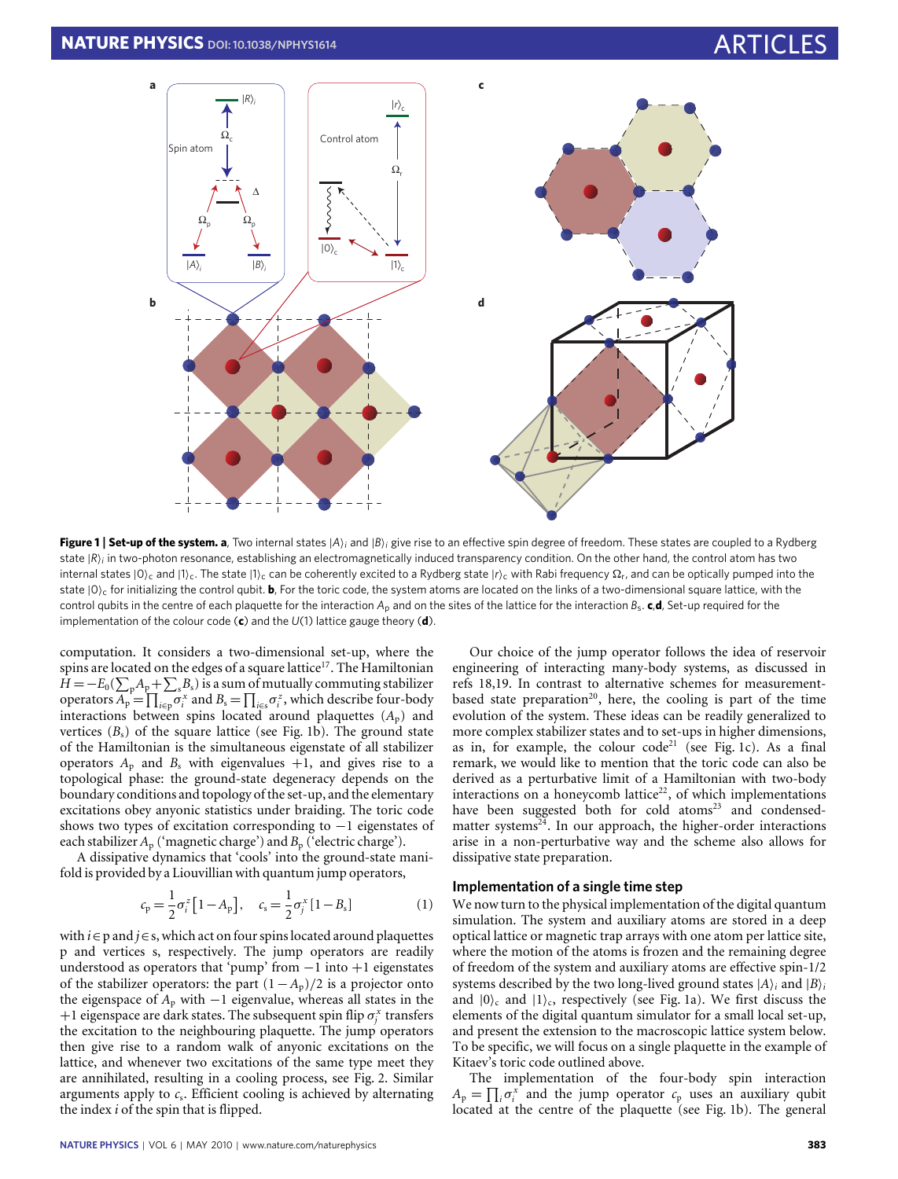**Figure 1 | Set-up of the system.** **a**, Two internal states $|A\rangle_i$ and $|B\rangle_i$ give rise to an effective spin degree of freedom. These states are coupled to a Rydberg state $|R\rangle_i$ in two-photon resonance, establishing an electromagnetically induced transparency condition. On the other hand, the control atom has two internal states $|0\rangle_c$ and $|1\rangle_c$. The state $|1\rangle_c$ can be coherently excited to a Rydberg state $|r\rangle_c$ with Rabi frequency $\Omega_r$, and can be optically pumped into the state $|0\rangle_c$ for initializing the control qubit. **b**, For the toric code, the system atoms are located on the links of a two-dimensional square lattice, with the control qubits in the centre of each plaquette for the interaction $A_p$ and on the sites of the lattice for the interaction $B_s$. **c**,**d**, Set-up required for the implementation of the colour code (**c**) and the $U(1)$ lattice gauge theory (**d**).

computation. It considers a two-dimensional set-up, where the spins are located on the edges of a square lattice[17]. The Hamiltonian $H = -E_0(\sum_p A_p + \sum_s B_s)$ is a sum of mutually commuting stabilizer operators $A_p = \prod_{i\in p} \sigma_i^x$ and $B_s = \prod_{i\in s} \sigma_i^z$, which describe four-body interactions between spins located around plaquettes ($A_p$) and vertices ($B_s$) of the square lattice (see Fig. 1b). The ground state of the Hamiltonian is the simultaneous eigenstate of all stabilizer operators $A_p$ and $B_s$ with eigenvalues $+1$, and gives rise to a topological phase: the ground-state degeneracy depends on the boundary conditions and topology of the set-up, and the elementary excitations obey anyonic statistics under braiding. The toric code shows two types of excitation corresponding to $-1$ eigenstates of each stabilizer $A_p$ ('magnetic charge') and $B_p$ ('electric charge').

A dissipative dynamics that 'cools' into the ground-state manifold is provided by a Liouvillian with quantum jump operators,

$$c_p = \frac{1}{2}\sigma_i^z\left[1 - A_p\right], \quad c_s = \frac{1}{2}\sigma_j^x\left[1 - B_s\right] \tag{1}$$

with $i \in p$ and $j \in s$, which act on four spins located around plaquettes p and vertices s, respectively. The jump operators are readily understood as operators that 'pump' from $-1$ into $+1$ eigenstates of the stabilizer operators: the part $(1 - A_p)/2$ is a projector onto the eigenspace of $A_p$ with $-1$ eigenvalue, whereas all states in the $+1$ eigenspace are dark states. The subsequent spin flip $\sigma_j^x$ transfers the excitation to the neighbouring plaquette. The jump operators then give rise to a random walk of anyonic excitations on the lattice, and whenever two excitations of the same type meet they are annihilated, resulting in a cooling process, see Fig. 2. Similar arguments apply to $c_s$. Efficient cooling is achieved by alternating the index $i$ of the spin that is flipped.

Our choice of the jump operator follows the idea of reservoir engineering of interacting many-body systems, as discussed in refs 18,19. In contrast to alternative schemes for measurement-based state preparation[20], here, the cooling is part of the time evolution of the system. These ideas can be readily generalized to more complex stabilizer states and to set-ups in higher dimensions, as in, for example, the colour code[21] (see Fig. 1c). As a final remark, we would like to mention that the toric code can also be derived as a perturbative limit of a Hamiltonian with two-body interactions on a honeycomb lattice[22], of which implementations have been suggested both for cold atoms[23] and condensed-matter systems[24]. In our approach, the higher-order interactions arise in a non-perturbative way and the scheme also allows for dissipative state preparation.

## Implementation of a single time step

We now turn to the physical implementation of the digital quantum simulation. The system and auxiliary atoms are stored in a deep optical lattice or magnetic trap arrays with one atom per lattice site, where the motion of the atoms is frozen and the remaining degree of freedom of the system and auxiliary atoms are effective spin-1/2 systems described by the two long-lived ground states $|A\rangle_i$ and $|B\rangle_i$ and $|0\rangle_c$ and $|1\rangle_c$, respectively (see Fig. 1a). We first discuss the elements of the digital quantum simulator for a small local set-up, and present the extension to the macroscopic lattice system below. To be specific, we will focus on a single plaquette in the example of Kitaev's toric code outlined above.

The implementation of the four-body spin interaction $A_p = \prod_i \sigma_i^x$ and the jump operator $c_p$ uses an auxiliary qubit located at the centre of the plaquette (see Fig. 1b). The general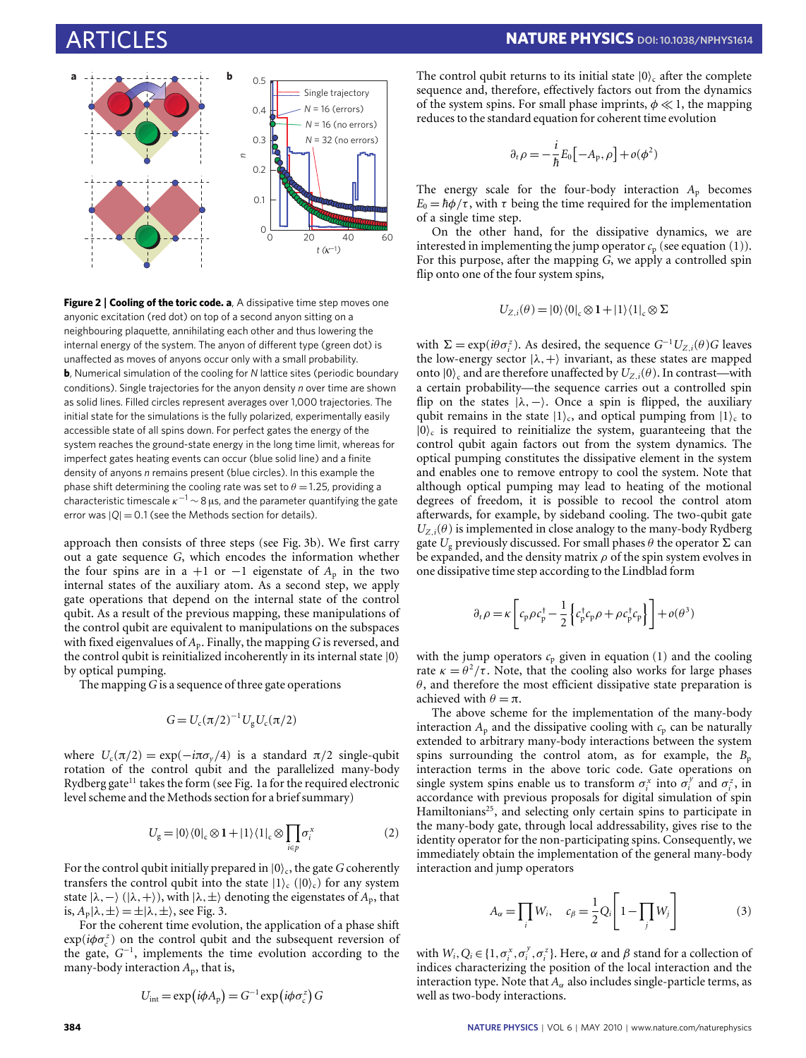**Figure 2 | Cooling of the toric code. a**, A dissipative time step moves one anyonic excitation (red dot) on top of a second anyon sitting on a neighbouring plaquette, annihilating each other and thus lowering the internal energy of the system. The anyon of different type (green dot) is unaffected as moves of anyons occur only with a small probability. **b**, Numerical simulation of the cooling for $N$ lattice sites (periodic boundary conditions). Single trajectories for the anyon density $n$ over time are shown as solid lines. Filled circles represent averages over 1,000 trajectories. The initial state for the simulations is the fully polarized, experimentally easily accessible state of all spins down. For perfect gates the energy of the system reaches the ground-state energy in the long time limit, whereas for imperfect gates heating events can occur (blue solid line) and a finite density of anyons $n$ remains present (blue circles). In this example the phase shift determining the cooling rate was set to $\theta = 1.25$, providing a characteristic timescale $\kappa^{-1} \sim 8\,\mu$s, and the parameter quantifying the gate error was $|Q| = 0.1$ (see the Methods section for details).

approach then consists of three steps (see Fig. 3b). We first carry out a gate sequence $G$, which encodes the information whether the four spins are in a $+1$ or $-1$ eigenstate of $A_p$ in the two internal states of the auxiliary atom. As a second step, we apply gate operations that depend on the internal state of the control qubit. As a result of the previous mapping, these manipulations of the control qubit are equivalent to manipulations on the subspaces with fixed eigenvalues of $A_p$. Finally, the mapping $G$ is reversed, and the control qubit is reinitialized incoherently in its internal state $|0\rangle$ by optical pumping.

The mapping $G$ is a sequence of three gate operations

$$G = U_c(\pi/2)^{-1} U_g U_c(\pi/2)$$

where $U_c(\pi/2) = \exp(-i\pi\sigma_y/4)$ is a standard $\pi/2$ single-qubit rotation of the control qubit and the parallelized many-body Rydberg gate[11] takes the form (see Fig. 1a for the required electronic level scheme and the Methods section for a brief summary)

$$U_g = |0\rangle\langle 0|_c \otimes \mathbf{1} + |1\rangle\langle 1|_c \otimes \prod_{i\in p} \sigma_i^x \tag{2}$$

For the control qubit initially prepared in $|0\rangle_c$, the gate $G$ coherently transfers the control qubit into the state $|1\rangle_c$ ($|0\rangle_c$) for any system state $|\lambda,-\rangle$ ($|\lambda,+\rangle$), with $|\lambda,\pm\rangle$ denoting the eigenstates of $A_p$, that is, $A_p|\lambda,\pm\rangle = \pm|\lambda,\pm\rangle$, see Fig. 3.

For the coherent time evolution, the application of a phase shift $\exp(i\phi\sigma_c^z)$ on the control qubit and the subsequent reversion of the gate, $G^{-1}$, implements the time evolution according to the many-body interaction $A_p$, that is,

$$U_{\text{int}} = \exp(i\phi A_p) = G^{-1} \exp(i\phi\sigma_c^z)\, G$$

The control qubit returns to its initial state $|0\rangle_c$ after the complete sequence and, therefore, effectively factors out from the dynamics of the system spins. For small phase imprints, $\phi \ll 1$, the mapping reduces to the standard equation for coherent time evolution

$$\partial_t \rho = -\frac{i}{\hbar} E_0 \left[-A_p, \rho\right] + o(\phi^2)$$

The energy scale for the four-body interaction $A_p$ becomes $E_0 = \hbar\phi/\tau$, with $\tau$ being the time required for the implementation of a single time step.

On the other hand, for the dissipative dynamics, we are interested in implementing the jump operator $c_p$ (see equation (1)). For this purpose, after the mapping $G$, we apply a controlled spin flip onto one of the four system spins,

$$U_{Z,i}(\theta) = |0\rangle\langle 0|_c \otimes \mathbf{1} + |1\rangle\langle 1|_c \otimes \Sigma$$

with $\Sigma = \exp(i\theta\sigma_i^z)$. As desired, the sequence $G^{-1}U_{Z,i}(\theta)G$ leaves the low-energy sector $|\lambda,+\rangle$ invariant, as these states are mapped onto $|0\rangle_c$ and are therefore unaffected by $U_{Z,i}(\theta)$. In contrast—with a certain probability—the sequence carries out a controlled spin flip on the states $|\lambda,-\rangle$. Once a spin is flipped, the auxiliary qubit remains in the state $|1\rangle_c$, and optical pumping from $|1\rangle_c$ to $|0\rangle_c$ is required to reinitialize the system, guaranteeing that the control qubit again factors out from the system dynamics. The optical pumping constitutes the dissipative element in the system and enables one to remove entropy to cool the system. Note that although optical pumping may lead to heating of the motional degrees of freedom, it is possible to recool the control atom afterwards, for example, by sideband cooling. The two-qubit gate $U_{Z,i}(\theta)$ is implemented in close analogy to the many-body Rydberg gate $U_g$ previously discussed. For small phases $\theta$ the operator $\Sigma$ can be expanded, and the density matrix $\rho$ of the spin system evolves in one dissipative time step according to the Lindblad form

$$\partial_t \rho = \kappa \left[ c_p \rho c_p^\dagger - \frac{1}{2}\left\{ c_p^\dagger c_p \rho + \rho c_p^\dagger c_p \right\} \right] + o(\theta^3)$$

with the jump operators $c_p$ given in equation (1) and the cooling rate $\kappa = \theta^2/\tau$. Note, that the cooling also works for large phases $\theta$, and therefore the most efficient dissipative state preparation is achieved with $\theta = \pi$.

The above scheme for the implementation of the many-body interaction $A_p$ and the dissipative cooling with $c_p$ can be naturally extended to arbitrary many-body interactions between the system spins surrounding the control atom, as for example, the $B_p$ interaction terms in the above toric code. Gate operations on single system spins enable us to transform $\sigma_i^x$ into $\sigma_i^y$ and $\sigma_i^z$, in accordance with previous proposals for digital simulation of spin Hamiltonians[25], and selecting only certain spins to participate in the many-body gate, through local addressability, gives rise to the identity operator for the non-participating spins. Consequently, we immediately obtain the implementation of the general many-body interaction and jump operators

$$A_\alpha = \prod_i W_i, \quad c_\beta = \frac{1}{2} Q_i \left[ 1 - \prod_j W_j \right] \tag{3}$$

with $W_i, Q_i \in \{1, \sigma_i^x, \sigma_i^y, \sigma_i^z\}$. Here, $\alpha$ and $\beta$ stand for a collection of indices characterizing the position of the local interaction and the interaction type. Note that $A_\alpha$ also includes single-particle terms, as well as two-body interactions.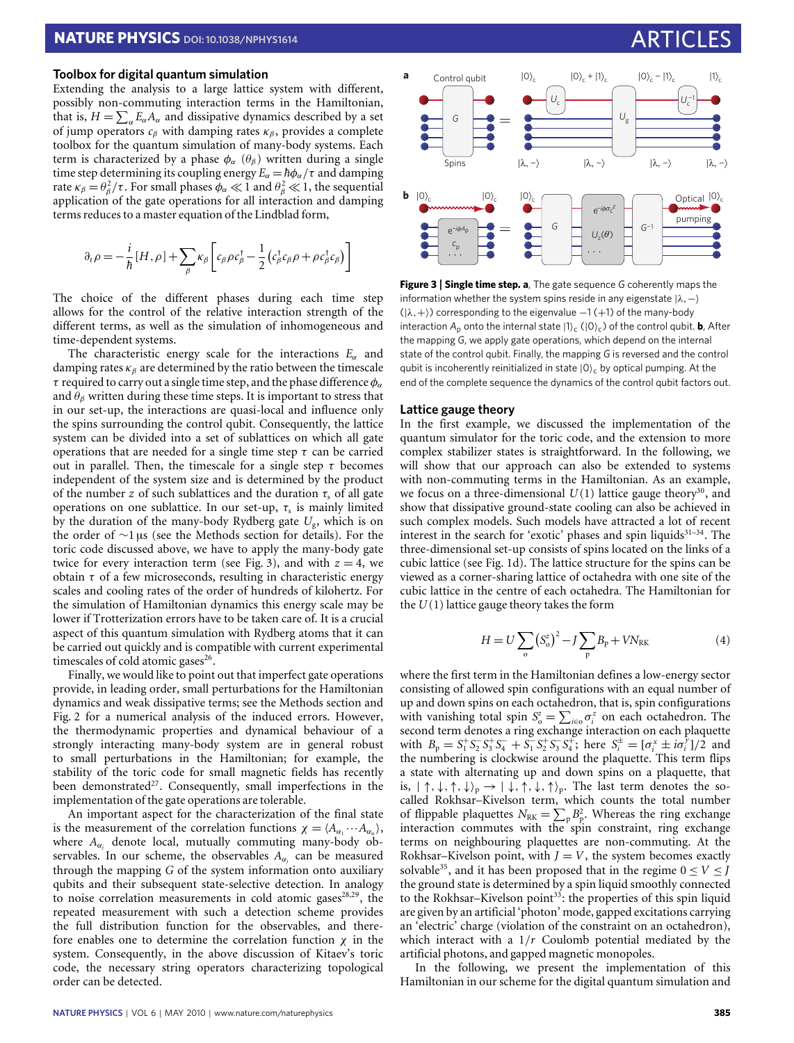### Toolbox for digital quantum simulation

Extending the analysis to a large lattice system with different, possibly non-commuting interaction terms in the Hamiltonian, that is, $H = \sum_\alpha E_\alpha A_\alpha$ and dissipative dynamics described by a set of jump operators $c_\beta$ with damping rates $\kappa_\beta$, provides a complete toolbox for the quantum simulation of many-body systems. Each term is characterized by a phase $\phi_\alpha$ ($\theta_\beta$) written during a single time step determining its coupling energy $E_\alpha = \hbar\phi_\alpha/\tau$ and damping rate $\kappa_\beta = \theta_\beta^2/\tau$. For small phases $\phi_\alpha \ll 1$ and $\theta_\beta^2 \ll 1$, the sequential application of the gate operations for all interaction and damping terms reduces to a master equation of the Lindblad form,

$$\partial_t \rho = -\frac{i}{\hbar}[H,\rho] + \sum_\beta \kappa_\beta \left[ c_\beta \rho c_\beta^\dagger - \frac{1}{2}\left(c_\beta^\dagger c_\beta \rho + \rho c_\beta^\dagger c_\beta\right)\right]$$

The choice of the different phases during each time step allows for the control of the relative interaction strength of the different terms, as well as the simulation of inhomogeneous and time-dependent systems.

The characteristic energy scale for the interactions $E_\alpha$ and damping rates $\kappa_\beta$ are determined by the ratio between the timescale $\tau$ required to carry out a single time step, and the phase difference $\phi_\alpha$ and $\theta_\beta$ written during these time steps. It is important to stress that in our set-up, the interactions are quasi-local and influence only the spins surrounding the control qubit. Consequently, the lattice system can be divided into a set of sublattices on which all gate operations that are needed for a single time step $\tau$ can be carried out in parallel. Then, the timescale for a single step $\tau$ becomes independent of the system size and is determined by the product of the number $z$ of such sublattices and the duration $\tau_s$ of all gate operations on one sublattice. In our set-up, $\tau_s$ is mainly limited by the duration of the many-body Rydberg gate $U_g$, which is on the order of $\sim$1 µs (see the Methods section for details). For the toric code discussed above, we have to apply the many-body gate twice for every interaction term (see Fig. 3), and with $z = 4$, we obtain $\tau$ of a few microseconds, resulting in characteristic energy scales and cooling rates of the order of hundreds of kilohertz. For the simulation of Hamiltonian dynamics this energy scale may be lower if Trotterization errors have to be taken care of. It is a crucial aspect of this quantum simulation with Rydberg atoms that it can be carried out quickly and is compatible with current experimental timescales of cold atomic gases[26].

Finally, we would like to point out that imperfect gate operations provide, in leading order, small perturbations for the Hamiltonian dynamics and weak dissipative terms; see the Methods section and Fig. 2 for a numerical analysis of the induced errors. However, the thermodynamic properties and dynamical behaviour of a strongly interacting many-body system are in general robust to small perturbations in the Hamiltonian; for example, the stability of the toric code for small magnetic fields has recently been demonstrated[27]. Consequently, small imperfections in the implementation of the gate operations are tolerable.

An important aspect for the characterization of the final state is the measurement of the correlation functions $\chi = \langle A_{\alpha_1} \cdots A_{\alpha_n} \rangle$, where $A_{\alpha_j}$ denote local, mutually commuting many-body observables. In our scheme, the observables $A_{\alpha_j}$ can be measured through the mapping $G$ of the system information onto auxiliary qubits and their subsequent state-selective detection. In analogy to noise correlation measurements in cold atomic gases[28,29], the repeated measurement with such a detection scheme provides the full distribution function for the observables, and therefore enables one to determine the correlation function $\chi$ in the system. Consequently, in the above discussion of Kitaev's toric code, the necessary string operators characterizing topological order can be detected.

**Figure 3 | Single time step. a**, The gate sequence $G$ coherently maps the information whether the system spins reside in any eigenstate $|\lambda,-\rangle$ ($|\lambda,+\rangle$) corresponding to the eigenvalue $-1$ ($+1$) of the many-body interaction $A_p$ onto the internal state $|1\rangle_c$ ($|0\rangle_c$) of the control qubit. **b**, After the mapping $G$, we apply gate operations, which depend on the internal state of the control qubit. Finally, the mapping $G$ is reversed and the control qubit is incoherently reinitialized in state $|0\rangle_c$ by optical pumping. At the end of the complete sequence the dynamics of the control qubit factors out.

### Lattice gauge theory

In the first example, we discussed the implementation of the quantum simulator for the toric code, and the extension to more complex stabilizer states is straightforward. In the following, we will show that our approach can also be extended to systems with non-commuting terms in the Hamiltonian. As an example, we focus on a three-dimensional $U(1)$ lattice gauge theory[30], and show that dissipative ground-state cooling can also be achieved in such complex models. Such models have attracted a lot of recent interest in the search for 'exotic' phases and spin liquids[31–34]. The three-dimensional set-up consists of spins located on the links of a cubic lattice (see Fig. 1d). The lattice structure for the spins can be viewed as a corner-sharing lattice of octahedra with one site of the cubic lattice in the centre of each octahedra. The Hamiltonian for the $U(1)$ lattice gauge theory takes the form

$$H = U\sum_o \left(S_o^z\right)^2 - J\sum_p B_p + VN_{\rm RK} \qquad (4)$$

where the first term in the Hamiltonian defines a low-energy sector consisting of allowed spin configurations with an equal number of up and down spins on each octahedron, that is, spin configurations with vanishing total spin $S_o^z = \sum_{i\in o}\sigma_i^z$ on each octahedron. The second term denotes a ring exchange interaction on each plaquette with $B_p = S_1^+ S_2^- S_3^+ S_4^- + S_1^- S_2^+ S_3^- S_4^+$; here $S_i^\pm = [\sigma_i^x \pm i\sigma_i^y]/2$ and the numbering is clockwise around the plaquette. This term flips a state with alternating up and down spins on a plaquette, that is, $|\uparrow,\downarrow,\uparrow,\downarrow\rangle_p \rightarrow |\downarrow,\uparrow,\downarrow,\uparrow\rangle_p$. The last term denotes the so-called Rokhsar–Kivelson term, which counts the total number of flippable plaquettes $N_{\rm RK} = \sum_p B_p^2$. Whereas the ring exchange interaction commutes with the spin constraint, ring exchange terms on neighbouring plaquettes are non-commuting. At the Rokhsar–Kivelson point, with $J = V$, the system becomes exactly solvable[35], and it has been proposed that in the regime $0 \le V \le J$ the ground state is determined by a spin liquid smoothly connected to the Rokhsar–Kivelson point[33]: the properties of this spin liquid are given by an artificial 'photon' mode, gapped excitations carrying an 'electric' charge (violation of the constraint on an octahedron), which interact with a $1/r$ Coulomb potential mediated by the artificial photons, and gapped magnetic monopoles.

In the following, we present the implementation of this Hamiltonian in our scheme for the digital quantum simulation and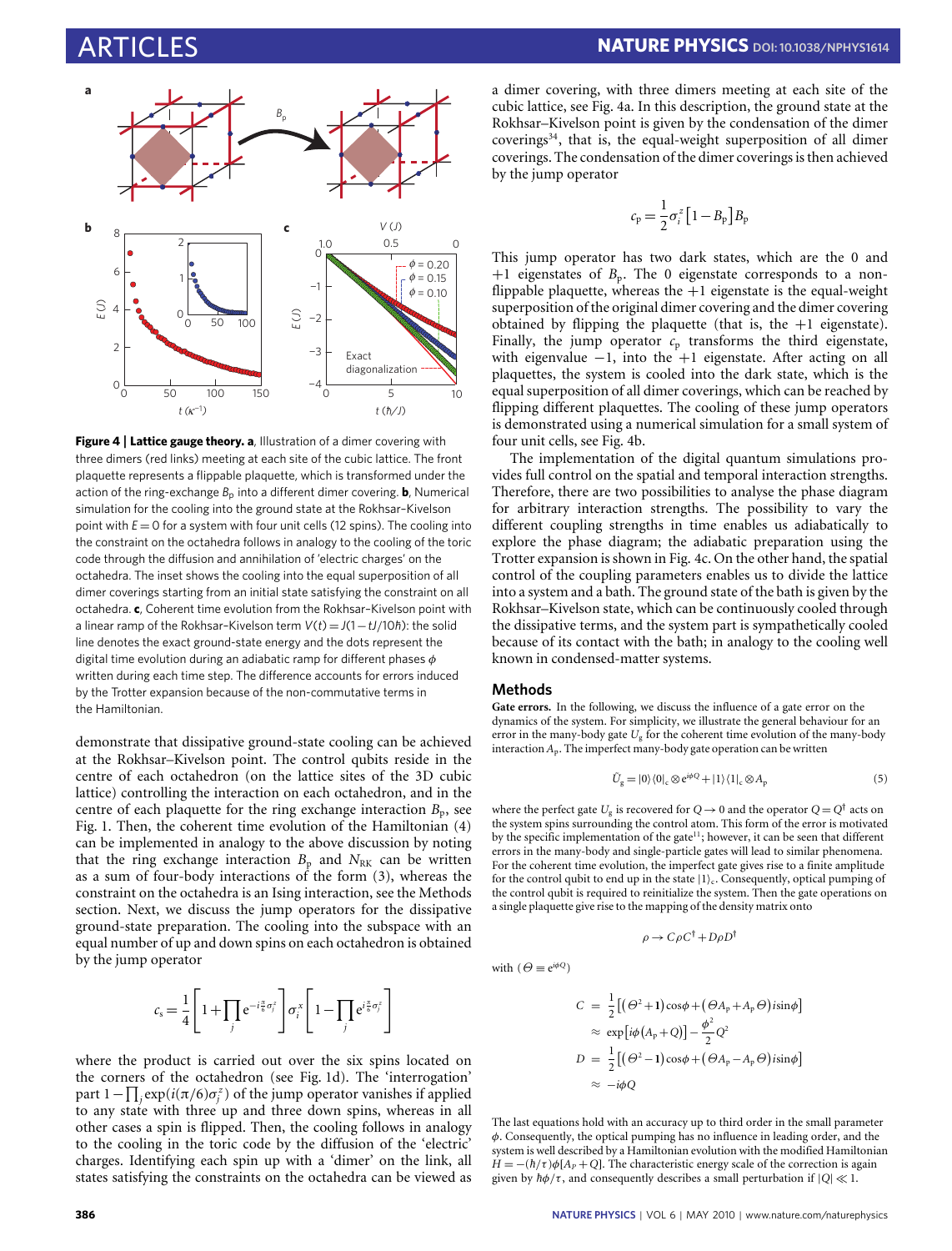**Figure 4 | Lattice gauge theory. a**, Illustration of a dimer covering with three dimers (red links) meeting at each site of the cubic lattice. The front plaquette represents a flippable plaquette, which is transformed under the action of the ring-exchange $B_p$ into a different dimer covering. **b**, Numerical simulation for the cooling into the ground state at the Rokhsar–Kivelson point with $E=0$ for a system with four unit cells (12 spins). The cooling into the constraint on the octahedra follows in analogy to the cooling of the toric code through the diffusion and annihilation of 'electric charges' on the octahedra. The inset shows the cooling into the equal superposition of all dimer coverings starting from an initial state satisfying the constraint on all octahedra. **c**, Coherent time evolution from the Rokhsar–Kivelson point with a linear ramp of the Rokhsar–Kivelson term $V(t)=J(1-tJ/10\hbar)$: the solid line denotes the exact ground-state energy and the dots represent the digital time evolution during an adiabatic ramp for different phases $\phi$ written during each time step. The difference accounts for errors induced by the Trotter expansion because of the non-commutative terms in the Hamiltonian.

demonstrate that dissipative ground-state cooling can be achieved at the Rokhsar–Kivelson point. The control qubits reside in the centre of each octahedron (on the lattice sites of the 3D cubic lattice) controlling the interaction on each octahedron, and in the centre of each plaquette for the ring exchange interaction $B_p$, see Fig. 1. Then, the coherent time evolution of the Hamiltonian (4) can be implemented in analogy to the above discussion by noting that the ring exchange interaction $B_p$ and $N_{RK}$ can be written as a sum of four-body interactions of the form (3), whereas the constraint on the octahedra is an Ising interaction, see the Methods section. Next, we discuss the jump operators for the dissipative ground-state preparation. The cooling into the subspace with an equal number of up and down spins on each octahedron is obtained by the jump operator

$$c_s = \frac{1}{4}\left[1+\prod_j e^{-i\frac{\pi}{6}\sigma_j^z}\right]\sigma_i^x\left[1-\prod_j e^{i\frac{\pi}{6}\sigma_j^z}\right]$$

where the product is carried out over the six spins located on the corners of the octahedron (see Fig. 1d). The 'interrogation' part $1-\prod_j \exp(i(\pi/6)\sigma_j^z)$ of the jump operator vanishes if applied to any state with three up and three down spins, whereas in all other cases a spin is flipped. Then, the cooling follows in analogy to the cooling in the toric code by the diffusion of the 'electric' charges. Identifying each spin up with a 'dimer' on the link, all states satisfying the constraints on the octahedra can be viewed as a dimer covering, with three dimers meeting at each site of the cubic lattice, see Fig. 4a. In this description, the ground state at the Rokhsar–Kivelson point is given by the condensation of the dimer coverings[34], that is, the equal-weight superposition of all dimer coverings. The condensation of the dimer coverings is then achieved by the jump operator

$$c_p = \frac{1}{2}\sigma_i^z\left[1-B_p\right]B_p$$

This jump operator has two dark states, which are the 0 and +1 eigenstates of $B_p$. The 0 eigenstate corresponds to a non-flippable plaquette, whereas the +1 eigenstate is the equal-weight superposition of the original dimer covering and the dimer covering obtained by flipping the plaquette (that is, the +1 eigenstate). Finally, the jump operator $c_p$ transforms the third eigenstate, with eigenvalue −1, into the +1 eigenstate. After acting on all plaquettes, the system is cooled into the dark state, which is the equal superposition of all dimer coverings, which can be reached by flipping different plaquettes. The cooling of these jump operators is demonstrated using a numerical simulation for a small system of four unit cells, see Fig. 4b.

The implementation of the digital quantum simulations provides full control on the spatial and temporal interaction strengths. Therefore, there are two possibilities to analyse the phase diagram for arbitrary interaction strengths. The possibility to vary the different coupling strengths in time enables us adiabatically to explore the phase diagram; the adiabatic preparation using the Trotter expansion is shown in Fig. 4c. On the other hand, the spatial control of the coupling parameters enables us to divide the lattice into a system and a bath. The ground state of the bath is given by the Rokhsar–Kivelson state, which can be continuously cooled through the dissipative terms, and the system part is sympathetically cooled because of its contact with the bath; in analogy to the cooling well known in condensed-matter systems.

## Methods

**Gate errors.** In the following, we discuss the influence of a gate error on the dynamics of the system. For simplicity, we illustrate the general behaviour for an error in the many-body gate $U_g$ for the coherent time evolution of the many-body interaction $A_p$. The imperfect many-body gate operation can be written

$$\tilde{U}_g = |0\rangle\langle 0|_c \otimes e^{i\phi Q} + |1\rangle\langle 1|_c \otimes A_p \qquad (5)$$

where the perfect gate $U_g$ is recovered for $Q\to 0$ and the operator $Q=Q^\dagger$ acts on the system spins surrounding the control atom. This form of the error is motivated by the specific implementation of the gate[11]; however, it can be seen that different errors in the many-body and single-particle gates will lead to similar phenomena. For the coherent time evolution, the imperfect gate gives rise to a finite amplitude for the control qubit to end up in the state $|1\rangle_c$. Consequently, optical pumping of the control qubit is required to reinitialize the system. Then the gate operations on a single plaquette give rise to the mapping of the density matrix onto

$$\rho \to C\rho C^\dagger + D\rho D^\dagger$$

with $(\Theta \equiv e^{i\phi Q})$

$$\begin{aligned}
C &= \frac{1}{2}\left[(\Theta^2+1)\cos\phi + (\Theta A_p + A_p\Theta)i\sin\phi\right] \\
&\approx \exp\left[i\phi(A_p+Q)\right] - \frac{\phi^2}{2}Q^2 \\
D &= \frac{1}{2}\left[(\Theta^2-1)\cos\phi + (\Theta A_p - A_p\Theta)i\sin\phi\right] \\
&\approx -i\phi Q
\end{aligned}$$

The last equations hold with an accuracy up to third order in the small parameter $\phi$. Consequently, the optical pumping has no influence in leading order, and the system is well described by a Hamiltonian evolution with the modified Hamiltonian $H=-(\hbar/\tau)\phi[A_P+Q]$. The characteristic energy scale of the correction is again given by $\hbar\phi/\tau$, and consequently describes a small perturbation if $|Q|\ll 1$.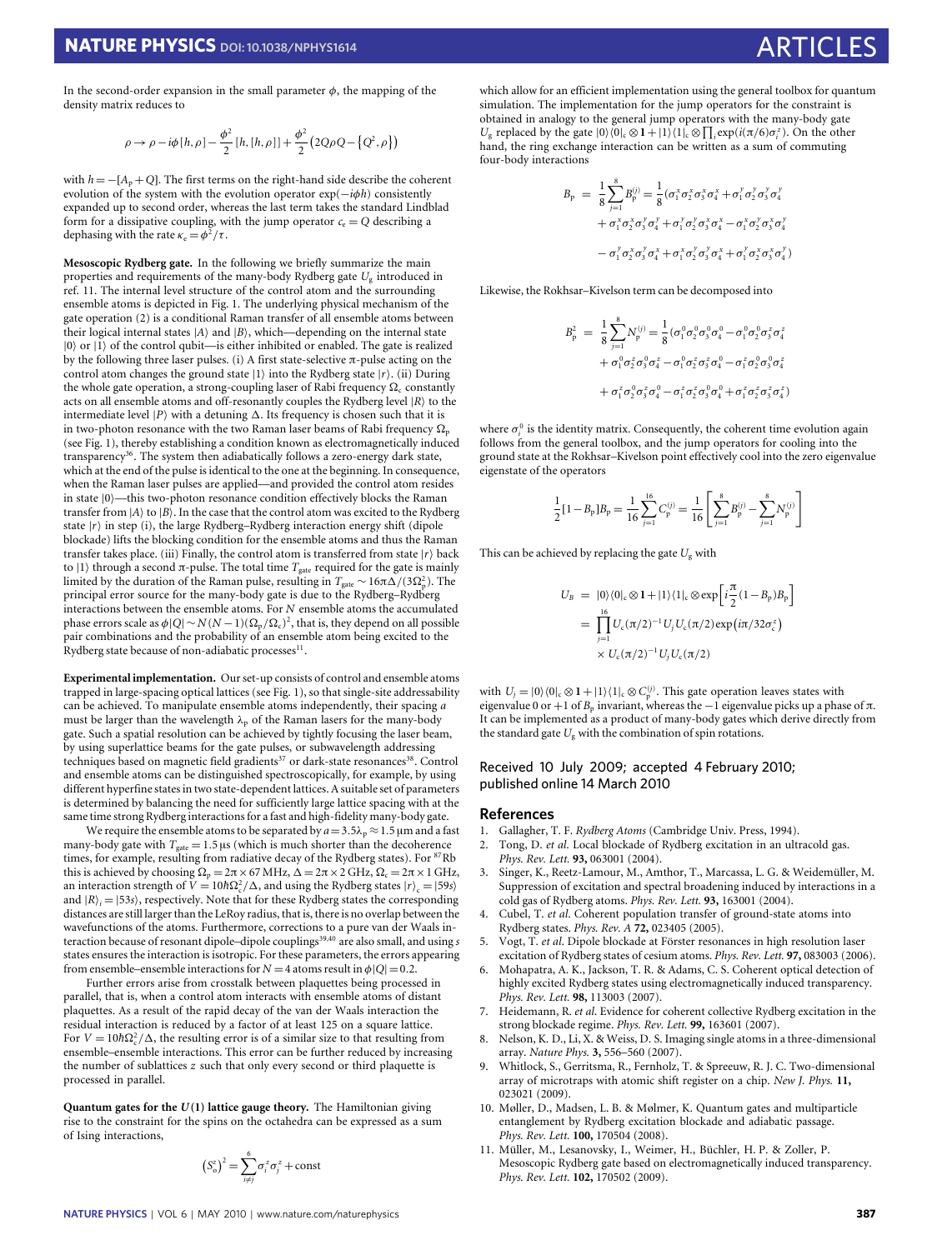In the second-order expansion in the small parameter $\phi$, the mapping of the density matrix reduces to

$$\rho \rightarrow \rho - i\phi[h,\rho] - \frac{\phi^2}{2}[h,[h,\rho]] + \frac{\phi^2}{2}\left(2Q\rho Q - \left\{Q^2,\rho\right\}\right)$$

with $h = -[A_p + Q]$. The first terms on the right-hand side describe the coherent evolution of the system with the evolution operator $\exp(-i\phi h)$ consistently expanded up to second order, whereas the last term takes the standard Lindblad form for a dissipative coupling, with the jump operator $c_e = Q$ describing a dephasing with the rate $\kappa_e = \phi^2/\tau$.

**Mesoscopic Rydberg gate.** In the following we briefly summarize the main properties and requirements of the many-body Rydberg gate $U_g$ introduced in ref. 11. The internal level structure of the control atom and the surrounding ensemble atoms is depicted in Fig. 1. The underlying physical mechanism of the gate operation (2) is a conditional Raman transfer of all ensemble atoms between their logical internal states $|A\rangle$ and $|B\rangle$, which—depending on the internal state $|0\rangle$ or $|1\rangle$ of the control qubit—is either inhibited or enabled. The gate is realized by the following three laser pulses. (i) A first state-selective $\pi$-pulse acting on the control atom changes the ground state $|1\rangle$ into the Rydberg state $|r\rangle$. (ii) During the whole gate operation, a strong-coupling laser of Rabi frequency $\Omega_c$ constantly acts on all ensemble atoms and off-resonantly couples the Rydberg level $|R\rangle$ to the intermediate level $|P\rangle$ with a detuning $\Delta$. Its frequency is chosen such that it is in two-photon resonance with the two Raman laser beams of Rabi frequency $\Omega_p$ (see Fig. 1), thereby establishing a condition known as electromagnetically induced transparency[36]. The system then adiabatically follows a zero-energy dark state, which at the end of the pulse is identical to the one at the beginning. In consequence, when the Raman laser pulses are applied—and provided the control atom resides in state $|0\rangle$—this two-photon resonance condition effectively blocks the Raman transfer from $|A\rangle$ to $|B\rangle$. In the case that the control atom was excited to the Rydberg state $|r\rangle$ in step (i), the large Rydberg–Rydberg interaction energy shift (dipole blockade) lifts the blocking condition for the ensemble atoms and thus the Raman transfer takes place. (iii) Finally, the control atom is transferred from state $|r\rangle$ back to $|1\rangle$ through a second $\pi$-pulse. The total time $T_{gate}$ required for the gate is mainly limited by the duration of the Raman pulse, resulting in $T_{gate} \sim 16\pi\Delta/(3\Omega_p^2)$. The principal error source for the many-body gate is due to the Rydberg–Rydberg interactions between the ensemble atoms. For $N$ ensemble atoms the accumulated phase errors scale as $\phi|Q| \sim N(N-1)(\Omega_p/\Omega_c)^2$, that is, they depend on all possible pair combinations and the probability of an ensemble atom being excited to the Rydberg state because of non-adiabatic processes[11].

**Experimental implementation.** Our set-up consists of control and ensemble atoms trapped in large-spacing optical lattices (see Fig. 1), so that single-site addressability can be achieved. To manipulate ensemble atoms independently, their spacing $a$ must be larger than the wavelength $\lambda_p$ of the Raman lasers for the many-body gate. Such a spatial resolution can be achieved by tightly focusing the laser beam, by using superlattice beams for the gate pulses, or subwavelength addressing techniques based on magnetic field gradients[37] or dark-state resonances[38]. Control and ensemble atoms can be distinguished spectroscopically, for example, by using different hyperfine states in two state-dependent lattices. A suitable set of parameters is determined by balancing the need for sufficiently large lattice spacing with at the same time strong Rydberg interactions for a fast and high-fidelity many-body gate.

We require the ensemble atoms to be separated by $a = 3.5\lambda_p \approx 1.5\,\mu$m and a fast many-body gate with $T_{gate} = 1.5\,\mu$s (which is much shorter than the decoherence times, for example, resulting from radiative decay of the Rydberg states). For $^{87}$Rb this is achieved by choosing $\Omega_p = 2\pi\times 67$ MHz, $\Delta = 2\pi\times 2$ GHz, $\Omega_c = 2\pi\times 1$ GHz, an interaction strength of $V = 10\hbar\Omega_c^2/\Delta$, and using the Rydberg states $|r\rangle_c = |59s\rangle$ and $|R\rangle_i = |53s\rangle$, respectively. Note that for these Rydberg states the corresponding distances are still larger than the LeRoy radius, that is, there is no overlap between the wavefunctions of the atoms. Furthermore, corrections to a pure van der Waals interaction because of resonant dipole–dipole couplings[39,40] are also small, and using $s$ states ensures the interaction is isotropic. For these parameters, the errors appearing from ensemble–ensemble interactions for $N = 4$ atoms result in $\phi|Q| = 0.2$.

Further errors arise from crosstalk between plaquettes being processed in parallel, that is, when a control atom interacts with ensemble atoms of distant plaquettes. As a result of the rapid decay of the van der Waals interaction the residual interaction is reduced by a factor of at least 125 on a square lattice. For $V = 10\hbar\Omega_c^2/\Delta$, the resulting error is of a similar size to that resulting from ensemble–ensemble interactions. This error can be further reduced by increasing the number of sublattices $z$ such that only every second or third plaquette is processed in parallel.

**Quantum gates for the $U(1)$ lattice gauge theory.** The Hamiltonian giving rise to the constraint for the spins on the octahedra can be expressed as a sum of Ising interactions,

$$\left(S_o^z\right)^2 = \sum_{i\neq j}^{6}\sigma_i^z\sigma_j^z + \text{const}$$

which allow for an efficient implementation using the general toolbox for quantum simulation. The implementation for the jump operators for the constraint is obtained in analogy to the general jump operators with the many-body gate $U_g$ replaced by the gate $|0\rangle\langle 0|_c\otimes\mathbf{1} + |1\rangle\langle 1|_c\otimes\prod_i\exp(i(\pi/6)\sigma_i^z)$. On the other hand, the ring exchange interaction can be written as a sum of commuting four-body interactions

$$\begin{aligned}
B_p &= \frac{1}{8}\sum_{j=1}^{8}B_p^{(j)} = \frac{1}{8}(\sigma_1^x\sigma_2^x\sigma_3^x\sigma_4^x + \sigma_1^y\sigma_2^y\sigma_3^y\sigma_4^y \\
&\quad + \sigma_1^x\sigma_2^x\sigma_3^y\sigma_4^y + \sigma_1^y\sigma_2^y\sigma_3^x\sigma_4^x - \sigma_1^x\sigma_2^y\sigma_3^x\sigma_4^y \\
&\quad - \sigma_1^y\sigma_2^x\sigma_3^y\sigma_4^x + \sigma_1^x\sigma_2^y\sigma_3^y\sigma_4^x + \sigma_1^y\sigma_2^x\sigma_3^x\sigma_4^y)
\end{aligned}$$

Likewise, the Rokhsar–Kivelson term can be decomposed into

$$\begin{aligned}
B_p^2 &= \frac{1}{8}\sum_{j=1}^{8}N_p^{(j)} = \frac{1}{8}(\sigma_1^0\sigma_2^0\sigma_3^0\sigma_4^0 - \sigma_1^0\sigma_2^z\sigma_3^z\sigma_4^z \\
&\quad + \sigma_1^0\sigma_2^z\sigma_3^0\sigma_4^z - \sigma_1^0\sigma_2^z\sigma_3^z\sigma_4^0 - \sigma_1^z\sigma_2^0\sigma_3^0\sigma_4^z \\
&\quad + \sigma_1^z\sigma_2^0\sigma_3^z\sigma_4^0 - \sigma_1^z\sigma_2^z\sigma_3^0\sigma_4^0 + \sigma_1^z\sigma_2^z\sigma_3^z\sigma_4^z)
\end{aligned}$$

where $\sigma_i^0$ is the identity matrix. Consequently, the coherent time evolution again follows from the general toolbox, and the jump operators for cooling into the ground state at the Rokhsar–Kivelson point effectively cool into the zero eigenvalue eigenstate of the operators

$$\frac{1}{2}[1-B_p]B_p = \frac{1}{16}\sum_{j=1}^{16}C_p^{(j)} = \frac{1}{16}\left[\sum_{j=1}^{8}B_p^{(j)} - \sum_{j=1}^{8}N_p^{(j)}\right]$$

This can be achieved by replacing the gate $U_g$ with

$$\begin{aligned}
U_B &= |0\rangle\langle 0|_c\otimes\mathbf{1} + |1\rangle\langle 1|_c\otimes\exp\left[i\frac{\pi}{2}(1-B_p)B_p\right] \\
&= \prod_{j=1}^{16}U_c(\pi/2)^{-1}U_jU_c(\pi/2)\exp\left(i\pi/32\sigma_c^z\right) \\
&\quad \times U_c(\pi/2)^{-1}U_jU_c(\pi/2)
\end{aligned}$$

with $U_j = |0\rangle\langle 0|_c\otimes\mathbf{1} + |1\rangle\langle 1|_c\otimes C_p^{(j)}$. This gate operation leaves states with eigenvalue 0 or $+1$ of $B_p$ invariant, whereas the $-1$ eigenvalue picks up a phase of $\pi$. It can be implemented as a product of many-body gates which derive directly from the standard gate $U_g$ with the combination of spin rotations.

Received 10 July 2009; accepted 4 February 2010; published online 14 March 2010

## References

1. Gallagher, T. F. *Rydberg Atoms* (Cambridge Univ. Press, 1994).
2. Tong, D. *et al.* Local blockade of Rydberg excitation in an ultracold gas. *Phys. Rev. Lett.* **93,** 063001 (2004).
3. Singer, K., Reetz-Lamour, M., Amthor, T., Marcassa, L. G. & Weidemüller, M. Suppression of excitation and spectral broadening induced by interactions in a cold gas of Rydberg atoms. *Phys. Rev. Lett.* **93,** 163001 (2004).
4. Cubel, T. *et al.* Coherent population transfer of ground-state atoms into Rydberg states. *Phys. Rev. A* **72,** 023405 (2005).
5. Vogt, T. *et al.* Dipole blockade at Förster resonances in high resolution laser excitation of Rydberg states of cesium atoms. *Phys. Rev. Lett.* **97,** 083003 (2006).
6. Mohapatra, A. K., Jackson, T. R. & Adams, C. S. Coherent optical detection of highly excited Rydberg states using electromagnetically induced transparency. *Phys. Rev. Lett.* **98,** 113003 (2007).
7. Heidemann, R. *et al.* Evidence for coherent collective Rydberg excitation in the strong blockade regime. *Phys. Rev. Lett.* **99,** 163601 (2007).
8. Nelson, K. D., Li, X. & Weiss, D. S. Imaging single atoms in a three-dimensional array. *Nature Phys.* **3,** 556–560 (2007).
9. Whitlock, S., Gerritsma, R., Fernholz, T. & Spreeuw, R. J. C. Two-dimensional array of microtraps with atomic shift register on a chip. *New J. Phys.* **11,** 023021 (2009).
10. Møller, D., Madsen, L. B. & Mølmer, K. Quantum gates and multiparticle entanglement by Rydberg excitation blockade and adiabatic passage. *Phys. Rev. Lett.* **100,** 170504 (2008).
11. Müller, M., Lesanovsky, I., Weimer, H., Büchler, H. P. & Zoller, P. Mesoscopic Rydberg gate based on electromagnetically induced transparency. *Phys. Rev. Lett.* **102,** 170502 (2009).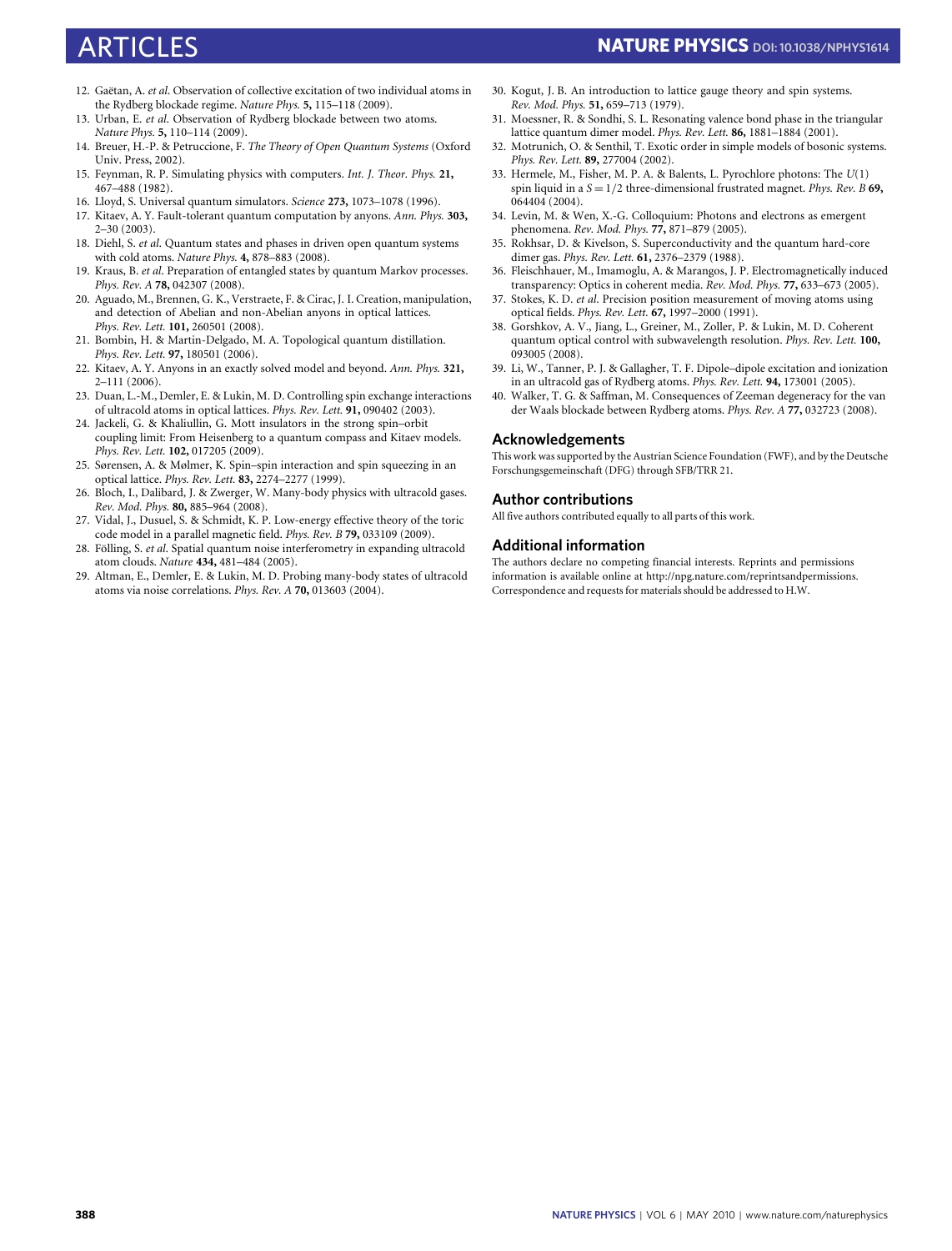12. Gaëtan, A. *et al.* Observation of collective excitation of two individual atoms in the Rydberg blockade regime. *Nature Phys.* **5,** 115–118 (2009).
13. Urban, E. *et al.* Observation of Rydberg blockade between two atoms. *Nature Phys.* **5,** 110–114 (2009).
14. Breuer, H.-P. & Petruccione, F. *The Theory of Open Quantum Systems* (Oxford Univ. Press, 2002).
15. Feynman, R. P. Simulating physics with computers. *Int. J. Theor. Phys.* **21,** 467–488 (1982).
16. Lloyd, S. Universal quantum simulators. *Science* **273,** 1073–1078 (1996).
17. Kitaev, A. Y. Fault-tolerant quantum computation by anyons. *Ann. Phys.* **303,** 2–30 (2003).
18. Diehl, S. *et al.* Quantum states and phases in driven open quantum systems with cold atoms. *Nature Phys.* **4,** 878–883 (2008).
19. Kraus, B. *et al.* Preparation of entangled states by quantum Markov processes. *Phys. Rev. A* **78,** 042307 (2008).
20. Aguado, M., Brennen, G. K., Verstraete, F. & Cirac, J. I. Creation, manipulation, and detection of Abelian and non-Abelian anyons in optical lattices. *Phys. Rev. Lett.* **101,** 260501 (2008).
21. Bombin, H. & Martin-Delgado, M. A. Topological quantum distillation. *Phys. Rev. Lett.* **97,** 180501 (2006).
22. Kitaev, A. Y. Anyons in an exactly solved model and beyond. *Ann. Phys.* **321,** 2–111 (2006).
23. Duan, L.-M., Demler, E. & Lukin, M. D. Controlling spin exchange interactions of ultracold atoms in optical lattices. *Phys. Rev. Lett.* **91,** 090402 (2003).
24. Jackeli, G. & Khaliullin, G. Mott insulators in the strong spin–orbit coupling limit: From Heisenberg to a quantum compass and Kitaev models. *Phys. Rev. Lett.* **102,** 017205 (2009).
25. Sørensen, A. & Mølmer, K. Spin–spin interaction and spin squeezing in an optical lattice. *Phys. Rev. Lett.* **83,** 2274–2277 (1999).
26. Bloch, I., Dalibard, J. & Zwerger, W. Many-body physics with ultracold gases. *Rev. Mod. Phys.* **80,** 885–964 (2008).
27. Vidal, J., Dusuel, S. & Schmidt, K. P. Low-energy effective theory of the toric code model in a parallel magnetic field. *Phys. Rev. B* **79,** 033109 (2009).
28. Fölling, S. *et al.* Spatial quantum noise interferometry in expanding ultracold atom clouds. *Nature* **434,** 481–484 (2005).
29. Altman, E., Demler, E. & Lukin, M. D. Probing many-body states of ultracold atoms via noise correlations. *Phys. Rev. A* **70,** 013603 (2004).
30. Kogut, J. B. An introduction to lattice gauge theory and spin systems. *Rev. Mod. Phys.* **51,** 659–713 (1979).
31. Moessner, R. & Sondhi, S. L. Resonating valence bond phase in the triangular lattice quantum dimer model. *Phys. Rev. Lett.* **86,** 1881–1884 (2001).
32. Motrunich, O. & Senthil, T. Exotic order in simple models of bosonic systems. *Phys. Rev. Lett.* **89,** 277004 (2002).
33. Hermele, M., Fisher, M. P. A. & Balents, L. Pyrochlore photons: The $U(1)$ spin liquid in a $S=1/2$ three-dimensional frustrated magnet. *Phys. Rev. B* **69,** 064404 (2004).
34. Levin, M. & Wen, X.-G. Colloquium: Photons and electrons as emergent phenomena. *Rev. Mod. Phys.* **77,** 871–879 (2005).
35. Rokhsar, D. & Kivelson, S. Superconductivity and the quantum hard-core dimer gas. *Phys. Rev. Lett.* **61,** 2376–2379 (1988).
36. Fleischhauer, M., Imamoglu, A. & Marangos, J. P. Electromagnetically induced transparency: Optics in coherent media. *Rev. Mod. Phys.* **77,** 633–673 (2005).
37. Stokes, K. D. *et al.* Precision position measurement of moving atoms using optical fields. *Phys. Rev. Lett.* **67,** 1997–2000 (1991).
38. Gorshkov, A. V., Jiang, L., Greiner, M., Zoller, P. & Lukin, M. D. Coherent quantum optical control with subwavelength resolution. *Phys. Rev. Lett.* **100,** 093005 (2008).
39. Li, W., Tanner, P. J. & Gallagher, T. F. Dipole–dipole excitation and ionization in an ultracold gas of Rydberg atoms. *Phys. Rev. Lett.* **94,** 173001 (2005).
40. Walker, T. G. & Saffman, M. Consequences of Zeeman degeneracy for the van der Waals blockade between Rydberg atoms. *Phys. Rev. A* **77,** 032723 (2008).

## Acknowledgements

This work was supported by the Austrian Science Foundation (FWF), and by the Deutsche Forschungsgemeinschaft (DFG) through SFB/TRR 21.

## Author contributions

All five authors contributed equally to all parts of this work.

## Additional information

The authors declare no competing financial interests. Reprints and permissions information is available online at http://npg.nature.com/reprintsandpermissions. Correspondence and requests for materials should be addressed to H.W.